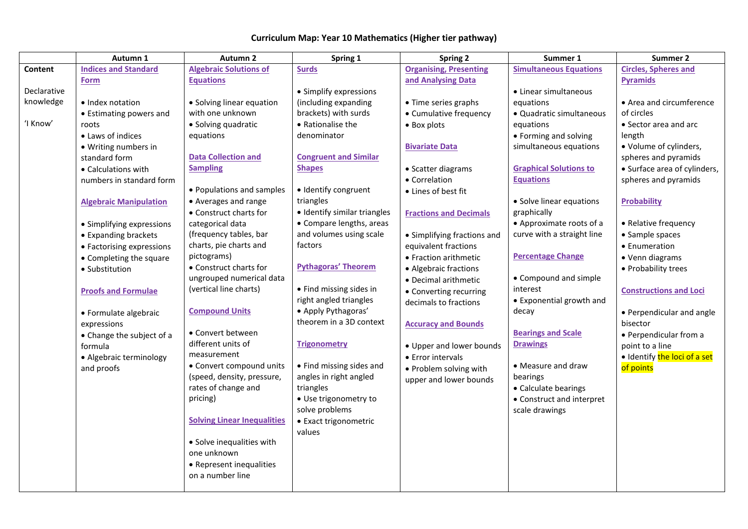# Curriculum Map: Year 10 Mathematics (Higher tier pathway)

| | Autumn 1 | Autumn 2 | Spring 1 | Spring 2 | Summer 1 | Summer 2 |
|---|---|---|---|---|---|---|
| **Content**<br><br>Declarative knowledge<br><br>'I Know' | **Indices and Standard Form**<br><br>• Index notation<br>• Estimating powers and roots<br>• Laws of indices<br>• Writing numbers in standard form<br>• Calculations with numbers in standard form<br><br>**Algebraic Manipulation**<br><br>• Simplifying expressions<br>• Expanding brackets<br>• Factorising expressions<br>• Completing the square<br>• Substitution<br><br>**Proofs and Formulae**<br><br>• Formulate algebraic expressions<br>• Change the subject of a formula<br>• Algebraic terminology and proofs | **Algebraic Solutions of Equations**<br><br>• Solving linear equation with one unknown<br>• Solving quadratic equations<br><br>**Data Collection and Sampling**<br><br>• Populations and samples<br>• Averages and range<br>• Construct charts for categorical data (frequency tables, bar charts, pie charts and pictograms)<br>• Construct charts for ungrouped numerical data (vertical line charts)<br><br>**Compound Units**<br><br>• Convert between different units of measurement<br>• Convert compound units (speed, density, pressure, rates of change and pricing)<br><br>**Solving Linear Inequalities**<br><br>• Solve inequalities with one unknown<br>• Represent inequalities on a number line | **Surds**<br><br>• Simplify expressions (including expanding brackets) with surds<br>• Rationalise the denominator<br><br>**Congruent and Similar Shapes**<br><br>• Identify congruent triangles<br>• Identify similar triangles<br>• Compare lengths, areas and volumes using scale factors<br><br>**Pythagoras' Theorem**<br><br>• Find missing sides in right angled triangles<br>• Apply Pythagoras' theorem in a 3D context<br><br>**Trigonometry**<br><br>• Find missing sides and angles in right angled triangles<br>• Use trigonometry to solve problems<br>• Exact trigonometric values | **Organising, Presenting and Analysing Data**<br><br>• Time series graphs<br>• Cumulative frequency<br>• Box plots<br><br>**Bivariate Data**<br><br>• Scatter diagrams<br>• Correlation<br>• Lines of best fit<br><br>**Fractions and Decimals**<br><br>• Simplifying fractions and equivalent fractions<br>• Fraction arithmetic<br>• Algebraic fractions<br>• Decimal arithmetic<br>• Converting recurring decimals to fractions<br><br>**Accuracy and Bounds**<br><br>• Upper and lower bounds<br>• Error intervals<br>• Problem solving with upper and lower bounds | **Simultaneous Equations**<br><br>• Linear simultaneous equations<br>• Quadratic simultaneous equations<br>• Forming and solving simultaneous equations<br><br>**Graphical Solutions to Equations**<br><br>• Solve linear equations graphically<br>• Approximate roots of a curve with a straight line<br><br>**Percentage Change**<br><br>• Compound and simple interest<br>• Exponential growth and decay<br><br>**Bearings and Scale Drawings**<br><br>• Measure and draw bearings<br>• Calculate bearings<br>• Construct and interpret scale drawings | **Circles, Spheres and Pyramids**<br><br>• Area and circumference of circles<br>• Sector area and arc length<br>• Volume of cylinders, spheres and pyramids<br>• Surface area of cylinders, spheres and pyramids<br><br>**Probability**<br><br>• Relative frequency<br>• Sample spaces<br>• Enumeration<br>• Venn diagrams<br>• Probability trees<br><br>**Constructions and Loci**<br><br>• Perpendicular and angle bisector<br>• Perpendicular from a point to a line<br>• Identify the loci of a set of points |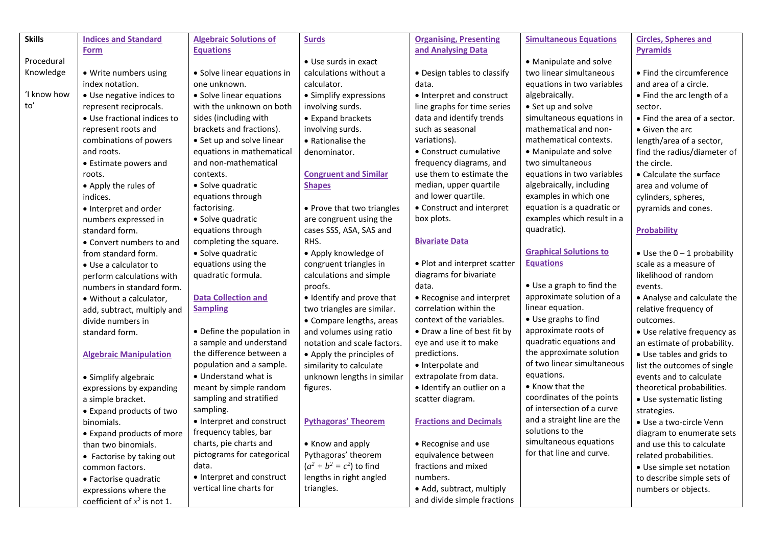| Skills | Indices and Standard Form | Algebraic Solutions of Equations | Surds | Organising, Presenting and Analysing Data | Simultaneous Equations | Circles, Spheres and Pyramids |
|---|---|---|---|---|---|---|
| Procedural Knowledge<br><br>'I know how to' | • Write numbers using index notation.<br>• Use negative indices to represent reciprocals.<br>• Use fractional indices to represent roots and combinations of powers and roots.<br>• Estimate powers and roots.<br>• Apply the rules of indices.<br>• Interpret and order numbers expressed in standard form.<br>• Convert numbers to and from standard form.<br>• Use a calculator to perform calculations with numbers in standard form.<br>• Without a calculator, add, subtract, multiply and divide numbers in standard form.<br><br>**Algebraic Manipulation**<br><br>• Simplify algebraic expressions by expanding a simple bracket.<br>• Expand products of two binomials.<br>• Expand products of more than two binomials.<br>• Factorise by taking out common factors.<br>• Factorise quadratic expressions where the coefficient of $x^2$ is not 1. | • Solve linear equations in one unknown.<br>• Solve linear equations with the unknown on both sides (including with brackets and fractions).<br>• Set up and solve linear equations in mathematical and non-mathematical contexts.<br>• Solve quadratic equations through factorising.<br>• Solve quadratic equations through completing the square.<br>• Solve quadratic equations using the quadratic formula.<br><br>**Data Collection and Sampling**<br><br>• Define the population in a sample and understand the difference between a population and a sample.<br>• Understand what is meant by simple random sampling and stratified sampling.<br>• Interpret and construct frequency tables, bar charts, pie charts and pictograms for categorical data.<br>• Interpret and construct vertical line charts for | • Use surds in exact calculations without a calculator.<br>• Simplify expressions involving surds.<br>• Expand brackets involving surds.<br>• Rationalise the denominator.<br><br>**Congruent and Similar Shapes**<br><br>• Prove that two triangles are congruent using the cases SSS, ASA, SAS and RHS.<br>• Apply knowledge of congruent triangles in calculations and simple proofs.<br>• Identify and prove that two triangles are similar.<br>• Compare lengths, areas and volumes using ratio notation and scale factors.<br>• Apply the principles of similarity to calculate unknown lengths in similar figures.<br><br>**Pythagoras' Theorem**<br><br>• Know and apply Pythagoras' theorem ($a^2 + b^2 = c^2$) to find lengths in right angled triangles. | • Design tables to classify data.<br>• Interpret and construct line graphs for time series data and identify trends such as seasonal variations).<br>• Construct cumulative frequency diagrams, and use them to estimate the median, upper quartile and lower quartile.<br>• Construct and interpret box plots.<br><br>**Bivariate Data**<br><br>• Plot and interpret scatter diagrams for bivariate data.<br>• Recognise and interpret correlation within the context of the variables.<br>• Draw a line of best fit by eye and use it to make predictions.<br>• Interpolate and extrapolate from data.<br>• Identify an outlier on a scatter diagram.<br><br>**Fractions and Decimals**<br><br>• Recognise and use equivalence between fractions and mixed numbers.<br>• Add, subtract, multiply and divide simple fractions | • Manipulate and solve two linear simultaneous equations in two variables algebraically.<br>• Set up and solve simultaneous equations in mathematical and non-mathematical contexts.<br>• Manipulate and solve two simultaneous equations in two variables algebraically, including examples in which one equation is a quadratic or examples which result in a quadratic).<br><br>**Graphical Solutions to Equations**<br><br>• Use a graph to find the approximate solution of a linear equation.<br>• Use graphs to find approximate roots of quadratic equations and the approximate solution of two linear simultaneous equations.<br>• Know that the coordinates of the points of intersection of a curve and a straight line are the solutions to the simultaneous equations for that line and curve. | • Find the circumference and area of a circle.<br>• Find the arc length of a sector.<br>• Find the area of a sector.<br>• Given the arc length/area of a sector, find the radius/diameter of the circle.<br>• Calculate the surface area and volume of cylinders, spheres, pyramids and cones.<br><br>**Probability**<br><br>• Use the 0 – 1 probability scale as a measure of likelihood of random events.<br>• Analyse and calculate the relative frequency of outcomes.<br>• Use relative frequency as an estimate of probability.<br>• Use tables and grids to list the outcomes of single events and to calculate theoretical probabilities.<br>• Use systematic listing strategies.<br>• Use a two-circle Venn diagram to enumerate sets and use this to calculate related probabilities.<br>• Use simple set notation to describe simple sets of numbers or objects. |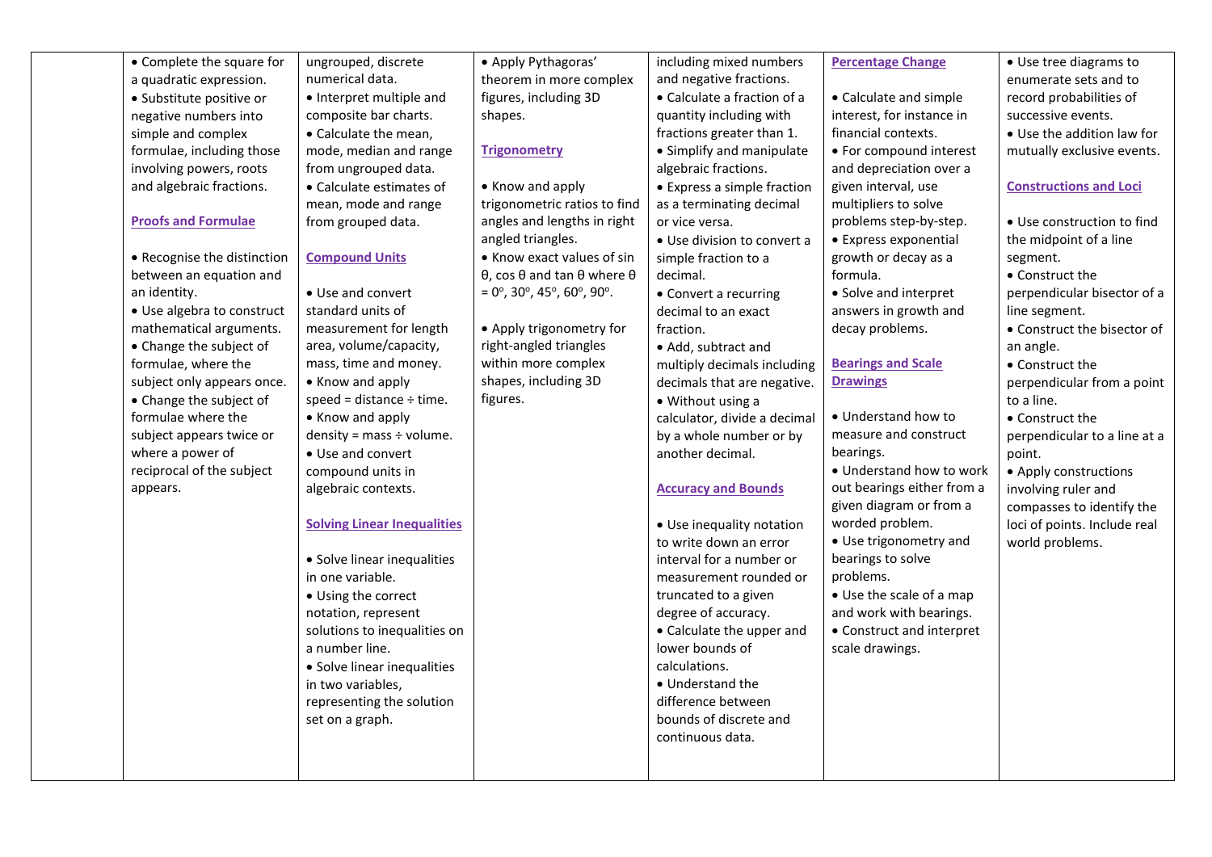| | | | | | | |
|---|---|---|---|---|---|---|
| | • Complete the square for a quadratic expression.<br>• Substitute positive or negative numbers into simple and complex formulae, including those involving powers, roots and algebraic fractions.<br><br>**Proofs and Formulae**<br><br>• Recognise the distinction between an equation and an identity.<br>• Use algebra to construct mathematical arguments.<br>• Change the subject of formulae, where the subject only appears once.<br>• Change the subject of formulae where the subject appears twice or where a power of reciprocal of the subject appears. | ungrouped, discrete numerical data.<br>• Interpret multiple and composite bar charts.<br>• Calculate the mean, mode, median and range from ungrouped data.<br>• Calculate estimates of mean, mode and range from grouped data.<br><br>**Compound Units**<br><br>• Use and convert standard units of measurement for length area, volume/capacity, mass, time and money.<br>• Know and apply speed = distance ÷ time.<br>• Know and apply density = mass ÷ volume.<br>• Use and convert compound units in algebraic contexts.<br><br>**Solving Linear Inequalities**<br><br>• Solve linear inequalities in one variable.<br>• Using the correct notation, represent solutions to inequalities on a number line.<br>• Solve linear inequalities in two variables, representing the solution set on a graph. | • Apply Pythagoras' theorem in more complex figures, including 3D shapes.<br><br>**Trigonometry**<br><br>• Know and apply trigonometric ratios to find angles and lengths in right angled triangles.<br>• Know exact values of sin θ, cos θ and tan θ where θ = $0^o$, $30^o$, $45^o$, $60^o$, $90^o$.<br><br>• Apply trigonometry for right-angled triangles within more complex shapes, including 3D figures. | including mixed numbers and negative fractions.<br>• Calculate a fraction of a quantity including with fractions greater than 1.<br>• Simplify and manipulate algebraic fractions.<br>• Express a simple fraction as a terminating decimal or vice versa.<br>• Use division to convert a simple fraction to a decimal.<br>• Convert a recurring decimal to an exact fraction.<br>• Add, subtract and multiply decimals including decimals that are negative.<br>• Without using a calculator, divide a decimal by a whole number or by another decimal.<br><br>**Accuracy and Bounds**<br><br>• Use inequality notation to write down an error interval for a number or measurement rounded or truncated to a given degree of accuracy.<br>• Calculate the upper and lower bounds of calculations.<br>• Understand the difference between bounds of discrete and continuous data. | **Percentage Change**<br><br>• Calculate and simple interest, for instance in financial contexts.<br>• For compound interest and depreciation over a given interval, use multipliers to solve problems step-by-step.<br>• Express exponential growth or decay as a formula.<br>• Solve and interpret answers in growth and decay problems.<br><br>**Bearings and Scale Drawings**<br><br>• Understand how to measure and construct bearings.<br>• Understand how to work out bearings either from a given diagram or from a worded problem.<br>• Use trigonometry and bearings to solve problems.<br>• Use the scale of a map and work with bearings.<br>• Construct and interpret scale drawings. | • Use tree diagrams to enumerate sets and to record probabilities of successive events.<br>• Use the addition law for mutually exclusive events.<br><br>**Constructions and Loci**<br><br>• Use construction to find the midpoint of a line segment.<br>• Construct the perpendicular bisector of a line segment.<br>• Construct the bisector of an angle.<br>• Construct the perpendicular from a point to a line.<br>• Construct the perpendicular to a line at a point.<br>• Apply constructions involving ruler and compasses to identify the loci of points. Include real world problems. |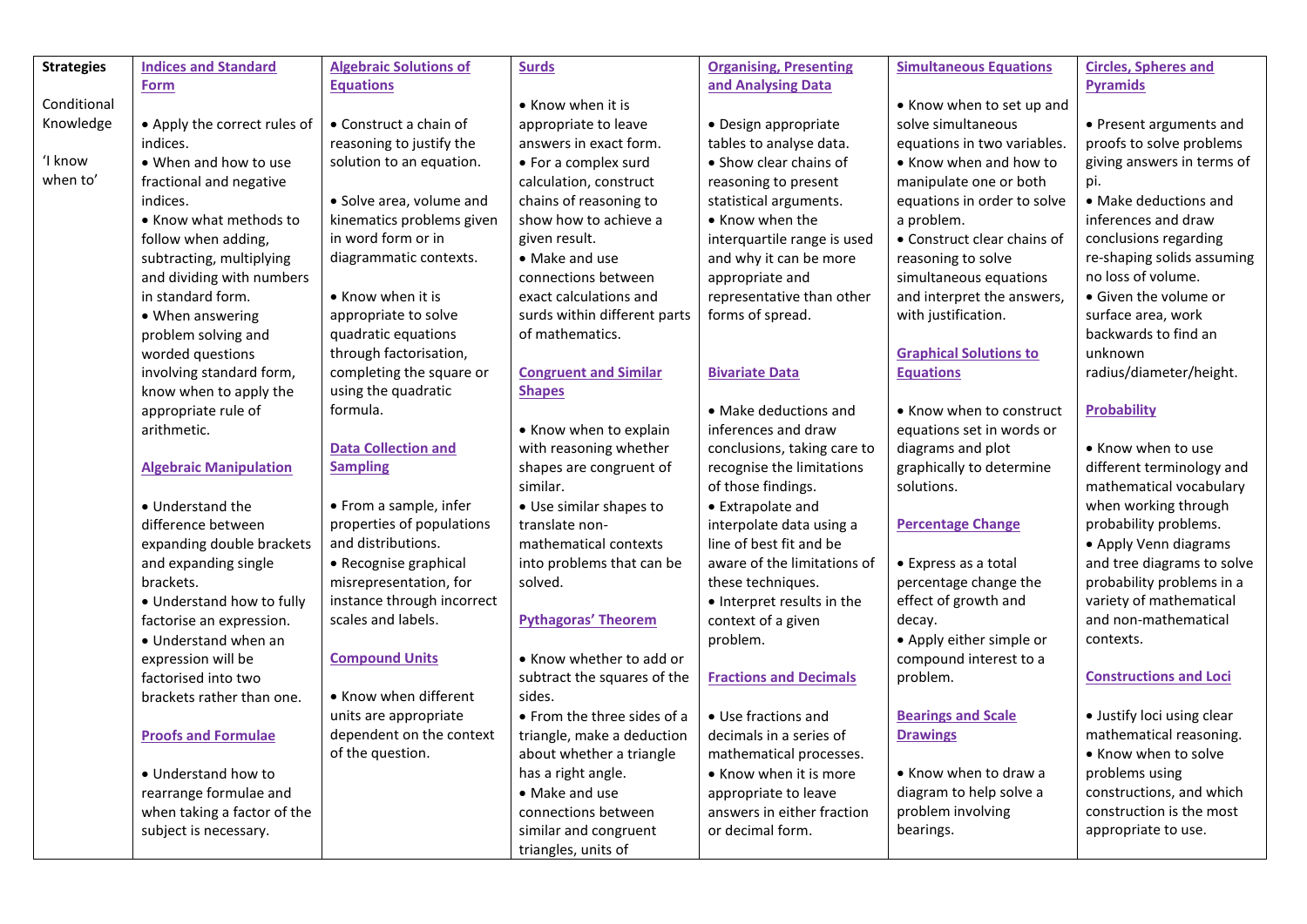| Strategies | Indices and Standard Form | Algebraic Solutions of Equations | Surds | Organising, Presenting and Analysing Data | Simultaneous Equations | Circles, Spheres and Pyramids |
|---|---|---|---|---|---|---|
| Conditional Knowledge<br><br>'I know when to' | • Apply the correct rules of indices.<br>• When and how to use fractional and negative indices.<br>• Know what methods to follow when adding, subtracting, multiplying and dividing with numbers in standard form.<br>• When answering problem solving and worded questions involving standard form, know when to apply the appropriate rule of arithmetic.<br><br>**Algebraic Manipulation**<br><br>• Understand the difference between expanding double brackets and expanding single brackets.<br>• Understand how to fully factorise an expression.<br>• Understand when an expression will be factorised into two brackets rather than one.<br><br>**Proofs and Formulae**<br><br>• Understand how to rearrange formulae and when taking a factor of the subject is necessary. | • Construct a chain of reasoning to justify the solution to an equation.<br><br>• Solve area, volume and kinematics problems given in word form or in diagrammatic contexts.<br><br>• Know when it is appropriate to solve quadratic equations through factorisation, completing the square or using the quadratic formula.<br><br>**Data Collection and Sampling**<br><br>• From a sample, infer properties of populations and distributions.<br>• Recognise graphical misrepresentation, for instance through incorrect scales and labels.<br><br>**Compound Units**<br><br>• Know when different units are appropriate dependent on the context of the question. | • Know when it is appropriate to leave answers in exact form.<br>• For a complex surd calculation, construct chains of reasoning to show how to achieve a given result.<br>• Make and use connections between exact calculations and surds within different parts of mathematics.<br><br>**Congruent and Similar Shapes**<br><br>• Know when to explain with reasoning whether shapes are congruent of similar.<br>• Use similar shapes to translate non-mathematical contexts into problems that can be solved.<br><br>**Pythagoras' Theorem**<br><br>• Know whether to add or subtract the squares of the sides.<br>• From the three sides of a triangle, make a deduction about whether a triangle has a right angle.<br>• Make and use connections between similar and congruent triangles, units of | • Design appropriate tables to analyse data.<br>• Show clear chains of reasoning to present statistical arguments.<br>• Know when the interquartile range is used and why it can be more appropriate and representative than other forms of spread.<br><br>**Bivariate Data**<br><br>• Make deductions and inferences and draw conclusions, taking care to recognise the limitations of those findings.<br>• Extrapolate and interpolate data using a line of best fit and be aware of the limitations of these techniques.<br>• Interpret results in the context of a given problem.<br><br>**Fractions and Decimals**<br><br>• Use fractions and decimals in a series of mathematical processes.<br>• Know when it is more appropriate to leave answers in either fraction or decimal form. | • Know when to set up and solve simultaneous equations in two variables.<br>• Know when and how to manipulate one or both equations in order to solve a problem.<br>• Construct clear chains of reasoning to solve simultaneous equations and interpret the answers, with justification.<br><br>**Graphical Solutions to Equations**<br><br>• Know when to construct equations set in words or diagrams and plot graphically to determine solutions.<br><br>**Percentage Change**<br><br>• Express as a total percentage change the effect of growth and decay.<br>• Apply either simple or compound interest to a problem.<br><br>**Bearings and Scale Drawings**<br><br>• Know when to draw a diagram to help solve a problem involving bearings. | • Present arguments and proofs to solve problems giving answers in terms of pi.<br>• Make deductions and inferences and draw conclusions regarding re-shaping solids assuming no loss of volume.<br>• Given the volume or surface area, work backwards to find an unknown radius/diameter/height.<br><br>**Probability**<br><br>• Know when to use different terminology and mathematical vocabulary when working through probability problems.<br>• Apply Venn diagrams and tree diagrams to solve probability problems in a variety of mathematical and non-mathematical contexts.<br><br>**Constructions and Loci**<br><br>• Justify loci using clear mathematical reasoning.<br>• Know when to solve problems using constructions, and which construction is the most appropriate to use. |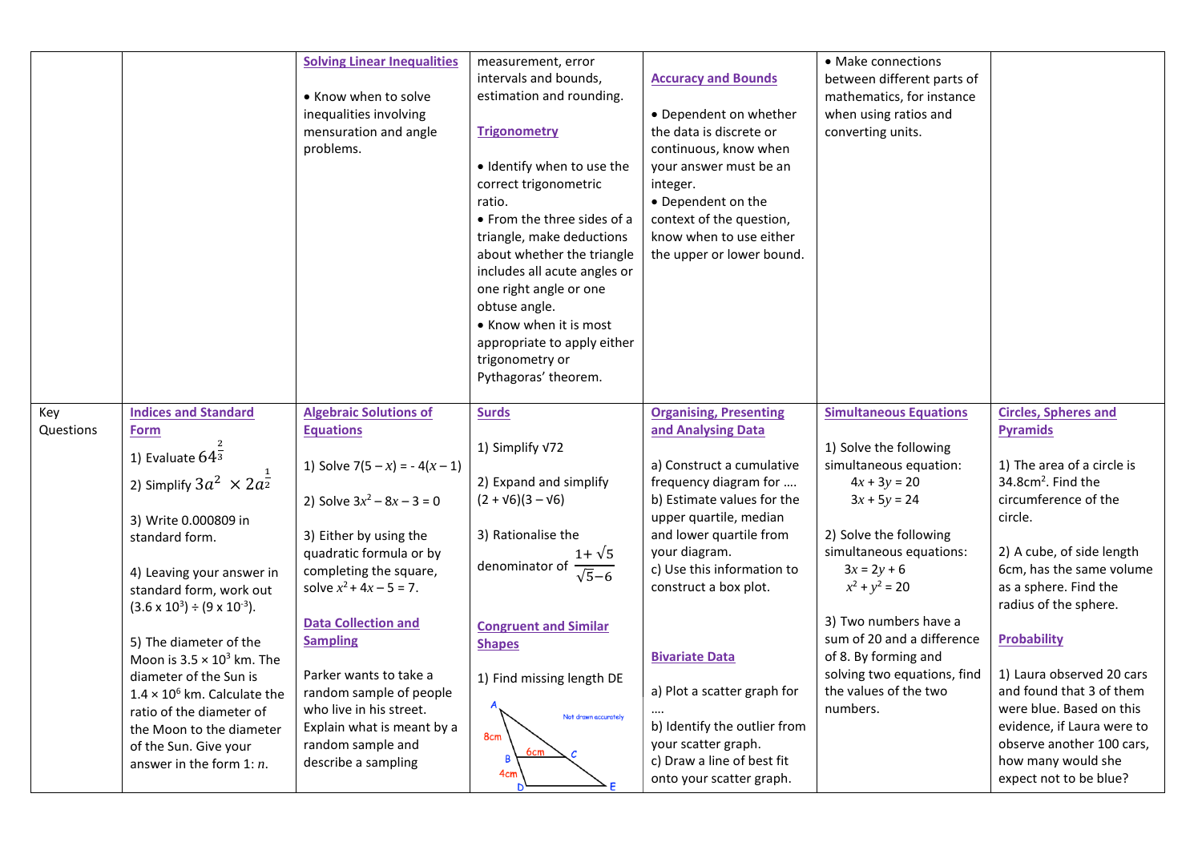|  |  |  |  |  |  |  |
|---|---|---|---|---|---|---|
|  |  | **Solving Linear Inequalities**<br><br>• Know when to solve inequalities involving mensuration and angle problems. | measurement, error intervals and bounds, estimation and rounding.<br><br>**Trigonometry**<br><br>• Identify when to use the correct trigonometric ratio.<br>• From the three sides of a triangle, make deductions about whether the triangle includes all acute angles or one right angle or one obtuse angle.<br>• Know when it is most appropriate to apply either trigonometry or Pythagoras' theorem. | **Accuracy and Bounds**<br><br>• Dependent on whether the data is discrete or continuous, know when your answer must be an integer.<br>• Dependent on the context of the question, know when to use either the upper or lower bound. | • Make connections between different parts of mathematics, for instance when using ratios and converting units. |  |
| Key Questions | **Indices and Standard Form**<br><br>1) Evaluate $64^{\frac{2}{3}}$<br>2) Simplify $3a^2 \times 2a^{\frac{1}{2}}$<br><br>3) Write 0.000809 in standard form.<br><br>4) Leaving your answer in standard form, work out $(3.6 \times 10^3) \div (9 \times 10^{-3})$.<br><br>5) The diameter of the Moon is $3.5 \times 10^3$ km. The diameter of the Sun is $1.4 \times 10^6$ km. Calculate the ratio of the diameter of the Moon to the diameter of the Sun. Give your answer in the form 1: $n$. | **Algebraic Solutions of Equations**<br><br>1) Solve $7(5 - x) = -4(x - 1)$<br><br>2) Solve $3x^2 - 8x - 3 = 0$<br><br>3) Either by using the quadratic formula or by completing the square, solve $x^2 + 4x - 5 = 7$.<br><br>**Data Collection and Sampling**<br><br>Parker wants to take a random sample of people who live in his street. Explain what is meant by a random sample and describe a sampling | **Surds**<br><br>1) Simplify $\sqrt{72}$<br><br>2) Expand and simplify $(2 + \sqrt{6})(3 - \sqrt{6})$<br><br>3) Rationalise the denominator of $\frac{1+\sqrt{5}}{\sqrt{5}-6}$<br><br>**Congruent and Similar Shapes**<br><br>1) Find missing length DE<br><br>A, 8cm, B, 6cm, C, 4cm, D, E — Not drawn accurately | **Organising, Presenting and Analysing Data**<br><br>a) Construct a cumulative frequency diagram for ….<br>b) Estimate values for the upper quartile, median and lower quartile from your diagram.<br>c) Use this information to construct a box plot.<br><br>**Bivariate Data**<br><br>a) Plot a scatter graph for ….<br>b) Identify the outlier from your scatter graph.<br>c) Draw a line of best fit onto your scatter graph. | **Simultaneous Equations**<br><br>1) Solve the following simultaneous equation:<br>$4x + 3y = 20$<br>$3x + 5y = 24$<br><br>2) Solve the following simultaneous equations:<br>$3x = 2y + 6$<br>$x^2 + y^2 = 20$<br><br>3) Two numbers have a sum of 20 and a difference of 8. By forming and solving two equations, find the values of the two numbers. | **Circles, Spheres and Pyramids**<br><br>1) The area of a circle is $34.8\text{cm}^2$. Find the circumference of the circle.<br><br>2) A cube, of side length 6cm, has the same volume as a sphere. Find the radius of the sphere.<br><br>**Probability**<br><br>1) Laura observed 20 cars and found that 3 of them were blue. Based on this evidence, if Laura were to observe another 100 cars, how many would she expect not to be blue? |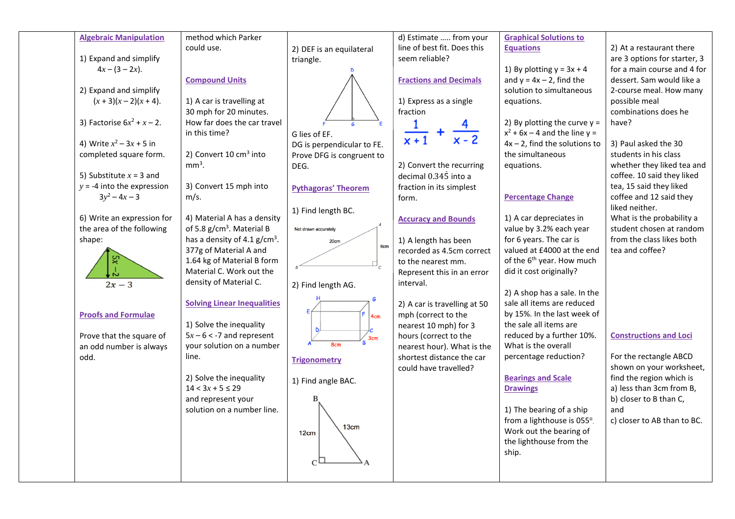## Algebraic Manipulation

1) Expand and simplify $4x - (3 - 2x)$.

2) Expand and simplify $(x + 3)(x - 2)(x + 4)$.

3) Factorise $6x^2 + x - 2$.

4) Write $x^2 - 3x + 5$ in completed square form.

5) Substitute $x = 3$ and $y = -4$ into the expression $3y^2 - 4x - 3$

6) Write an expression for the area of the following shape:

(Triangle with height $5x - 2$ and base $2x - 3$)

## Proofs and Formulae

Prove that the square of an odd number is always odd.

method which Parker could use.

## Compound Units

1) A car is travelling at 30 mph for 20 minutes. How far does the car travel in this time?

2) Convert 10 cm$^3$ into mm$^3$.

3) Convert 15 mph into m/s.

4) Material A has a density of 5.8 g/cm$^3$. Material B has a density of 4.1 g/cm$^3$. 377g of Material A and 1.64 kg of Material B form Material C. Work out the density of Material C.

## Solving Linear Inequalities

1) Solve the inequality $5x - 6 < -7$ and represent your solution on a number line.

2) Solve the inequality $14 < 3x + 5 \leq 29$ and represent your solution on a number line.

2) DEF is an equilateral triangle.

(Triangle DEF with G on FE)

G lies of EF.
DG is perpendicular to FE.
Prove DFG is congruent to DEG.

## Pythagoras' Theorem

1) Find length BC.

(Not drawn accurately: right-angled triangle ABC, AB = 20cm, AC = 6cm, right angle at C)

2) Find length AG.

(Cuboid ABCDEFGH with AB = 8cm, BC = 3cm, CF = 4cm)

## Trigonometry

1) Find angle BAC.

(Right-angled triangle ABC, BC = 12cm, AB = 13cm, right angle at C)

d) Estimate ….. from your line of best fit. Does this seem reliable?

## Fractions and Decimals

1) Express as a single fraction

$$\frac{1}{x+1} + \frac{4}{x-2}$$

2) Convert the recurring decimal $0.34\dot{5}$ into a fraction in its simplest form.

## Accuracy and Bounds

1) A length has been recorded as 4.5cm correct to the nearest mm. Represent this in an error interval.

2) A car is travelling at 50 mph (correct to the nearest 10 mph) for 3 hours (correct to the nearest hour). What is the shortest distance the car could have travelled?

## Graphical Solutions to Equations

1) By plotting $y = 3x + 4$ and $y = 4x - 2$, find the solution to simultaneous equations.

2) By plotting the curve $y = x^2 + 6x - 4$ and the line $y = 4x - 2$, find the solutions to the simultaneous equations.

## Percentage Change

1) A car depreciates in value by 3.2% each year for 6 years. The car is valued at £4000 at the end of the 6th year. How much did it cost originally?

2) A shop has a sale. In the sale all items are reduced by 15%. In the last week of the sale all items are reduced by a further 10%. What is the overall percentage reduction?

## Bearings and Scale Drawings

1) The bearing of a ship from a lighthouse is 055°. Work out the bearing of the lighthouse from the ship.

2) At a restaurant there are 3 options for starter, 3 for a main course and 4 for dessert. Sam would like a 2-course meal. How many possible meal combinations does he have?

3) Paul asked the 30 students in his class whether they liked tea and coffee. 10 said they liked tea, 15 said they liked coffee and 12 said they liked neither.
What is the probability a student chosen at random from the class likes both tea and coffee?

## Constructions and Loci

For the rectangle ABCD shown on your worksheet, find the region which is
a) less than 3cm from B,
b) closer to B than C,
and
c) closer to AB than to BC.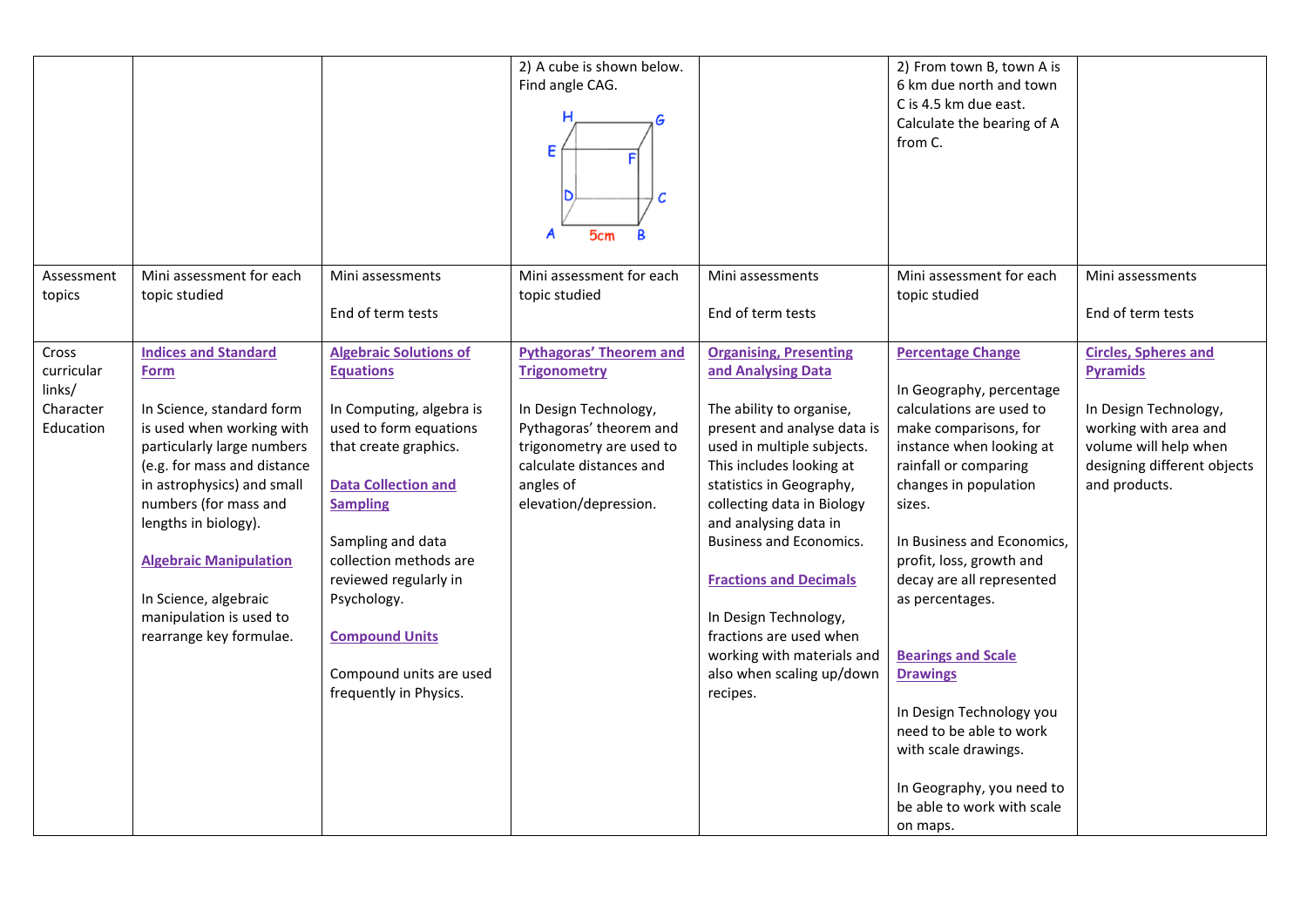| | | | | | | |
|---|---|---|---|---|---|---|
| | | | 2) A cube is shown below. Find angle CAG. <br><br> H G E F D C A 5cm B | | 2) From town B, town A is 6 km due north and town C is 4.5 km due east. Calculate the bearing of A from C. | |
| Assessment topics | Mini assessment for each topic studied | Mini assessments<br><br>End of term tests | Mini assessment for each topic studied | Mini assessments<br><br>End of term tests | Mini assessment for each topic studied | Mini assessments<br><br>End of term tests |
| Cross curricular links/ Character Education | **Indices and Standard Form**<br><br>In Science, standard form is used when working with particularly large numbers (e.g. for mass and distance in astrophysics) and small numbers (for mass and lengths in biology).<br><br>**Algebraic Manipulation**<br><br>In Science, algebraic manipulation is used to rearrange key formulae. | **Algebraic Solutions of Equations**<br><br>In Computing, algebra is used to form equations that create graphics.<br><br>**Data Collection and Sampling**<br><br>Sampling and data collection methods are reviewed regularly in Psychology.<br><br>**Compound Units**<br><br>Compound units are used frequently in Physics. | **Pythagoras' Theorem and Trigonometry**<br><br>In Design Technology, Pythagoras' theorem and trigonometry are used to calculate distances and angles of elevation/depression. | **Organising, Presenting and Analysing Data**<br><br>The ability to organise, present and analyse data is used in multiple subjects. This includes looking at statistics in Geography, collecting data in Biology and analysing data in Business and Economics.<br><br>**Fractions and Decimals**<br><br>In Design Technology, fractions are used when working with materials and also when scaling up/down recipes. | **Percentage Change**<br><br>In Geography, percentage calculations are used to make comparisons, for instance when looking at rainfall or comparing changes in population sizes.<br><br>In Business and Economics, profit, loss, growth and decay are all represented as percentages.<br><br>**Bearings and Scale Drawings**<br><br>In Design Technology you need to be able to work with scale drawings.<br><br>In Geography, you need to be able to work with scale on maps. | **Circles, Spheres and Pyramids**<br><br>In Design Technology, working with area and volume will help when designing different objects and products. |